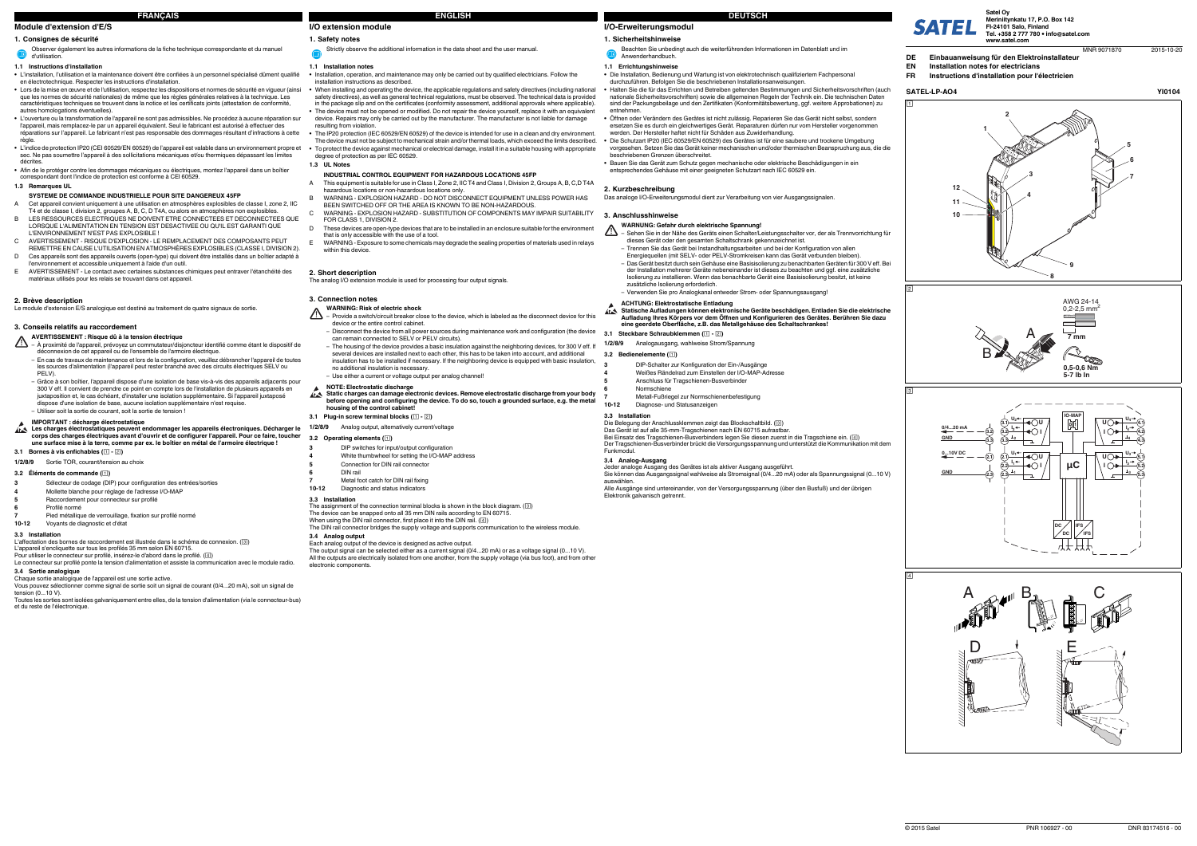SATEL

Satel Oy
Meriniitynkatu 17, P.O. Box 142
FI-24101 Salo, Finland
Tel. +358 2 777 780 • info@satel.com
www.satel.com

MNR 9071870 2015-10-20

**DE** Einbauanweisung für den Elektroinstallateur
**EN** Installation notes for electricians
**FR** Instructions d'installation pour l'électricien

**SATEL-LP-AO4** **YI0104**

# FRANÇAIS

## Module d'extension d'E/S

### 1. Consignes de sécurité

Observer également les autres informations de la fiche technique correspondante et du manuel d'utilisation.

#### 1.1 Instructions d'installation

- L'installation, l'utilisation et la maintenance doivent être confiées à un personnel spécialisé dûment qualifié en électrotechnique. Respecter les instructions d'installation.
- Lors de la mise en œuvre et de l'utilisation, respectez les dispositions et normes de sécurité en vigueur (ainsi que les normes de sécurité nationales) de même que les règles générales relatives à la technique. Les caractéristiques techniques se trouvent dans la notice et les certificats joints (attestation de conformité, autres homologations éventuelles).
- L'ouverture ou la transformation de l'appareil ne sont pas admissibles. Ne procédez à aucune réparation sur l'appareil, mais remplacez-le par un appareil équivalent. Seul le fabricant est autorisé à effectuer des réparations sur l'appareil. Le fabricant n'est pas responsable des dommages résultant d'infractions à cette règle.
- L'indice de protection IP20 (CEI 60529/EN 60529) de l'appareil est valable dans un environnement propre et sec. Ne pas soumettre l'appareil à des sollicitations mécaniques ou/et thermiques dépassant les limites décrites.
- Afin de le protéger contre les dommages mécaniques ou électriques, montez l'appareil dans un boîtier correspondant dont l'indice de protection est conforme à CEI 60529.

#### 1.3 Remarques UL

**SYSTEME DE COMMANDE INDUSTRIELLE POUR SITE DANGEREUX 45FP**

A Cet appareil convient uniquement à une utilisation en atmosphères explosibles de classe I, zone 2, IIC T4 et de classe I, division 2, groupes A, B, C, D T4A, ou alors en atmosphères non explosibles.

B LES RESSOURCES ELECTRIQUES NE DOIVENT ETRE CONNECTEES ET DECONNECTEES QUE LORSQUE L'ALIMENTATION EN TENSION EST DESACTIVEE OU QU'IL EST GARANTI QUE L'ENVIRONNEMENT N'EST PAS EXPLOSIBLE !

C AVERTISSEMENT - RISQUE D'EXPLOSION - LE REMPLACEMENT DES COMPOSANTS PEUT REMETTRE EN CAUSE L'UTILISATION EN ATMOSPHÈRES EXPLOSIBLES (CLASSE I, DIVISION 2).

D Ces appareils sont des appareils ouverts (open-type) qui doivent être installés dans un boîtier adapté à l'environnement et accessible uniquement à l'aide d'un outil.

E AVERTISSEMENT - Le contact avec certaines substances chimiques peut entraver l'étanchéité des matériaux utilisés pour les relais se trouvant dans cet appareil.

### 2. Brève description

Le module d'extension E/S analogique est destiné au traitement de quatre signaux de sortie.

### 3. Conseils relatifs au raccordement

**AVERTISSEMENT : Risque dû à la tension électrique**

- À proximité de l'appareil, prévoyez un commutateur/disjoncteur identifié comme étant le dispositif de déconnexion de cet appareil ou de l'ensemble de l'armoire électrique.
- En cas de travaux de maintenance et lors de la configuration, veuillez débrancher l'appareil de toutes les sources d'alimentation (l'appareil peut rester branché avec des circuits électriques SELV ou PELV).
- Grâce à son boîtier, l'appareil dispose d'une isolation de base vis-à-vis des appareils adjacents pour 300 V eff. Il convient de prendre ce point en compte lors de l'installation de plusieurs appareils en juxtaposition et, le cas échéant, d'installer une isolation supplémentaire. Si l'appareil juxtaposé dispose d'une isolation de base, aucune isolation supplémentaire n'est requise.
- Utiliser soit la sortie de courant, soit la sortie de tension !

**IMPORTANT : décharge électrostatique**
**Les charges électrostatiques peuvent endommager les appareils électroniques. Décharger le corps des charges électriques avant d'ouvrir et de configurer l'appareil. Pour ce faire, toucher une surface mise à la terre, comme par ex. le boîtier en métal de l'armoire électrique !**

#### 3.1 Bornes à vis enfichables (1 - 2)

**1/2/8/9** Sortie TOR, courant/tension au choix

#### 3.2 Éléments de commande (1)

**3** Sélecteur de codage (DIP) pour configuration des entrées/sorties
**4** Mollette blanche pour réglage de l'adresse I/O-MAP
**5** Raccordement pour connecteur sur profilé
**6** Profilé normé
**7** Pied métallique de verrouillage, fixation sur profilé normé
**10-12** Voyants de diagnostic et d'état

#### 3.3 Installation

L'affectation des bornes de raccordement est illustrée dans le schéma de connexion. (3)
L'appareil s'encliquette sur tous les profilés 35 mm selon EN 60715.
Pour utiliser le connecteur sur profilé, insérez-le d'abord dans le profilé. (4)
Le connecteur sur profilé ponte la tension d'alimentation et assiste la communication avec le module radio.

#### 3.4 Sortie analogique

Chaque sortie analogique de l'appareil est une sortie active.
Vous pouvez sélectionner comme signal de sortie soit un signal de courant (0/4...20 mA), soit un signal de tension (0...10 V).
Toutes les sorties sont isolées galvaniquement entre elles, de la tension d'alimentation (via le connecteur-bus) et du reste de l'électronique.

# ENGLISH

## I/O extension module

### 1. Safety notes

Strictly observe the additional information in the data sheet and the user manual.

#### 1.1 Installation notes

- Installation, operation, and maintenance may only be carried out by qualified electricians. Follow the installation instructions as described.
- When installing and operating the device, the applicable regulations and safety directives (including national safety directives), as well as general technical regulations, must be observed. The technical data is provided in the package slip and on the certificates (conformity assessment, additional approvals where applicable).
- The device must not be opened or modified. Do not repair the device yourself, replace it with an equivalent device. Repairs may only be carried out by the manufacturer. The manufacturer is not liable for damage resulting from violation.
- The IP20 protection (IEC 60529/EN 60529) of the device is intended for use in a clean and dry environment. The device must not be subject to mechanical strain and/or thermal loads, which exceed the limits described.
- To protect the device against mechanical or electrical damage, install it in a suitable housing with appropriate degree of protection as per IEC 60529.

#### 1.3 UL Notes

**INDUSTRIAL CONTROL EQUIPMENT FOR HAZARDOUS LOCATIONS 45FP**

A This equipment is suitable for use in Class I, Zone 2, IIC T4 and Class I, Division 2, Groups A, B, C,D T4A hazardous locations or non-hazardous locations only.

B WARNING - EXPLOSION HAZARD - DO NOT DISCONNECT EQUIPMENT UNLESS POWER HAS BEEN SWITCHED OFF OR THE AREA IS KNOWN TO BE NON-HAZARDOUS.

C WARNING - EXPLOSION HAZARD - SUBSTITUTION OF COMPONENTS MAY IMPAIR SUITABILITY FOR CLASS 1, DIVISION 2.

D These devices are open-type devices that are to be installed in an enclosure suitable for the environment that is only accessible with the use of a tool.

E WARNING - Exposure to some chemicals may degrade the sealing properties of materials used in relays within this device.

### 2. Short description

The analog I/O extension module is used for processing four output signals.

### 3. Connection notes

**WARNING: Risk of electric shock**

- Provide a switch/circuit breaker close to the device, which is labeled as the disconnect device for this device or the entire control cabinet.
- Disconnect the device from all power sources during maintenance work and configuration (the device can remain connected to SELV or PELV circuits).
- The housing of the device provides a basic insulation against the neighboring devices, for 300 V eff. If several devices are installed next to each other, this has to be taken into account, and additional insulation has to be installed if necessary. If the neighboring device is equipped with basic insulation, no additional insulation is necessary.
- Use either a current or voltage output per analog channel!

**NOTE: Electrostatic discharge**
**Static charges can damage electronic devices. Remove electrostatic discharge from your body before opening and configuring the device. To do so, touch a grounded surface, e.g. the metal housing of the control cabinet!**

#### 3.1 Plug-in screw terminal blocks (1 - 2)

**1/2/8/9** Analog output, alternatively current/voltage

#### 3.2 Operating elements (1)

**3** DIP switches for input/output configuration
**4** White thumbwheel for setting the I/O-MAP address
**5** Connection for DIN rail connector
**6** DIN rail
**7** Metal foot catch for DIN rail fixing
**10-12** Diagnostic and status indicators

#### 3.3 Installation

The assignment of the connection terminal blocks is shown in the block diagram. (3)
The device can be snapped onto all 35 mm DIN rails according to EN 60715.
When using the DIN rail connector, first place it into the DIN rail. (4)
The DIN rail connector bridges the supply voltage and supports communication to the wireless module.

#### 3.4 Analog output

Each analog output of the device is designed as active output.
The output signal can be selected either as a current signal (0/4...20 mA) or as a voltage signal (0...10 V).
All the outputs are electrically isolated from one another, from the supply voltage (via bus foot), and from other electronic components.

# DEUTSCH

## I/O-Erweiterungsmodul

### 1. Sicherheitshinweise

Beachten Sie unbedingt auch die weiterführenden Informationen im Datenblatt und im Anwenderhandbuch.

#### 1.1 Errichtungshinweise

- Die Installation, Bedienung und Wartung ist von elektrotechnisch qualifiziertem Fachpersonal durchzuführen. Befolgen Sie die beschriebenen Installationsanweisungen.
- Halten Sie die für das Errichten und Betreiben geltenden Bestimmungen und Sicherheitsvorschriften (auch nationale Sicherheitsvorschriften) sowie die allgemeinen Regeln der Technik ein. Die technischen Daten sind der Packungsbeilage und den Zertifikaten (Konformitätsbewertung, ggf. weitere Approbationen) zu entnehmen.
- Öffnen oder Verändern des Gerätes ist nicht zulässig. Reparieren Sie das Gerät nicht selbst, sondern ersetzen Sie es durch ein gleichwertiges Gerät. Reparaturen dürfen nur vom Hersteller vorgenommen werden. Der Hersteller haftet nicht für Schäden aus Zuwiderhandlung.
- Die Schutzart IP20 (IEC 60529/EN 60529) des Gerätes ist für eine saubere und trockene Umgebung vorgesehen. Setzen Sie das Gerät keiner mechanischen und/oder thermischen Beanspruchung aus, die die beschriebenen Grenzen überschreitet.
- Bauen Sie das Gerät zum Schutz gegen mechanische oder elektrische Beschädigungen in ein entsprechendes Gehäuse mit einer geeigneten Schutzart nach IEC 60529 ein.

### 2. Kurzbeschreibung

Das analoge I/O-Erweiterungsmodul dient zur Verarbeitung von vier Ausgangssignalen.

### 3. Anschlusshinweise

**WARNUNG: Gefahr durch elektrische Spannung!**

- Sehen Sie in der Nähe des Geräts einen Schalter/Leistungsschalter vor, der als Trennvorrichtung für dieses Gerät oder den gesamten Schaltschrank gekennzeichnet ist.
- Trennen Sie das Gerät bei Instandhaltungsarbeiten und bei der Konfiguration von allen Energiequellen (mit SELV- oder PELV-Stromkreisen kann das Gerät verbunden bleiben).
- Das Gerät besitzt durch sein Gehäuse eine Basisisolierung zu benachbarten Geräten für 300 V eff. Bei der Installation mehrerer Geräte nebeneinander ist dieses zu beachten und ggf. eine zusätzliche Isolierung zu installieren. Wenn das benachbarte Gerät eine Basisisolierung besitzt, ist keine zusätzliche Isolierung erforderlich.
- Verwenden Sie pro Analogkanal entweder Strom- oder Spannungsausgang!

**ACHTUNG: Elektrostatische Entladung**
**Statische Aufladungen können elektronische Geräte beschädigen. Entladen Sie die elektrische Aufladung Ihres Körpers vor dem Öffnen und Konfigurieren des Geräts. Berühren Sie dazu eine geerdete Oberfläche, z.B. das Metallgehäuse des Schaltschrankes!**

#### 3.1 Steckbare Schraubklemmen (1 - 2)

**1/2/8/9** Analogausgang, wahlweise Strom/Spannung

#### 3.2 Bedienelemente (1)

**3** DIP-Schalter zur Konfiguration der Ein-/Ausgänge
**4** Weißes Rändelrad zum Einstellen der I/O-MAP-Adresse
**5** Anschluss für Tragschienen-Busverbinder
**6** Normschiene
**7** Metall-Fußriegel zur Normschienenbefestigung
**10-12** Diagnose- und Statusanzeigen

#### 3.3 Installation

Die Belegung der Anschlussklemmen zeigt das Blockschaltbild. (3)
Das Gerät ist auf alle 35-mm-Tragschienen nach EN 60715 aufrastbar.
Bei Einsatz des Tragschienen-Busverbinders legen Sie diesen zuerst in die Tragschiene ein. (4)
Der Tragschienen-Busverbinder brückt die Versorgungsspannung und unterstützt die Kommunikation mit dem Funkmodul.

#### 3.4 Analog-Ausgang

Jeder analoge Ausgang des Gerätes ist als aktiver Ausgang ausgeführt.
Sie können das Ausgangssignal wahlweise als Stromsignal (0/4...20 mA) oder als Spannungssignal (0...10 V) auswählen.
Alle Ausgänge sind untereinander, von der Versorgungsspannung (über den Busfuß) und von der übrigen Elektronik galvanisch getrennt.

© 2015 Satel PNR 106927 - 00 DNR 83174516 - 00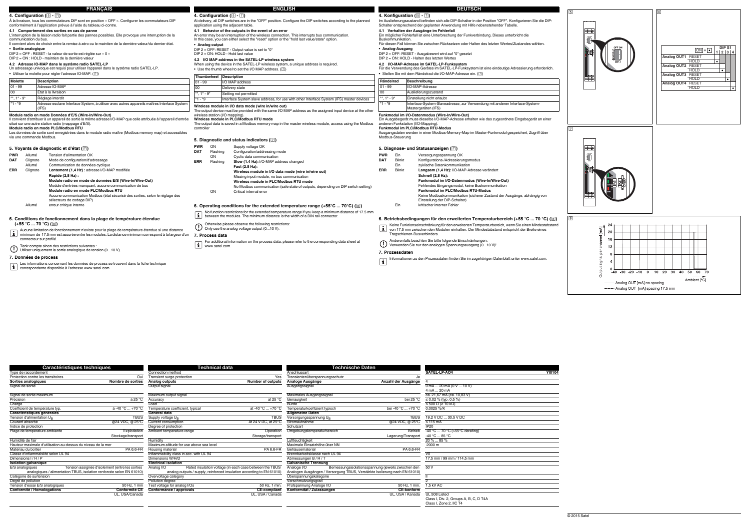# FRANÇAIS

## 4. Configuration (5 - 7)

À la livraison, tous les commutateurs DIP sont en position « OFF ». Configurer les commutateurs DIP conformément à l'application prévue à l'aide du tableau ci-contre.

### 4.1 Comportement des sorties en cas de panne

L'interruption de la liaison radio fait partie des pannes possibles. Elle provoque une interruption de la communication du bus.

Il convient alors de choisir entre la remise à zéro ou le maintien de la dernière valeur/du dernier état.

**• Sortie analogique**

DIP 2 = OFF : RESET - la valeur de sortie est réglée sur « 0 »
DIP 2 = ON : HOLD - maintien de la dernière valeur

### 4.2 Adresse IO-MAP dans le système radio SATEL-LP

Un adressage univoque est requis pour utiliser l'appareil dans le système radio SATEL-LP.

• Utiliser la molette pour régler l'adresse IO-MAP. (7)

| Molette | Description |
|---|---|
| 01 - 99 | Adresse IO-MAP |
| 00 | Etat à la livraison |
| **, 1* - 9* | Réglage interdit |
| *1 - *9 | Adresse esclave Interface System, à utiliser avec autres appareils maîtres Interface System (IFS) |

**Module radio en mode Données d'E/S (Wire-In/Wire-Out)**

Il convient d'attribuer à un appareil de sortie la même adresse I/O-MAP que celle attribuée à l'appareil d'entrée situé sur une autre station radio (mappage d'E/S).

**Module radio en mode PLC/Modbus RTU**

Les données de sortie sont enregistrées dans le module radio maître (Modbus memory map) et accessibles via une commande Modbus.

## 5. Voyants de diagnostic et d'état (7)

| | | |
|---|---|---|
| **PWR** | Allumé | Tension d'alimentation OK |
| **DAT** | Clignote | Mode de configuration/d'adressage |
| | Allumé | Communication de données cyclique |
| **ERR** | Clignote | **Lentement (1,4 Hz) :** adresse I/O-MAP modifiée |
| | | **Rapide (2,8 Hz) :** |
| | | **Module radio en mode de données E/S (Wire-In/Wire-Out)** |
| | | Module d'entrées manquant, aucune communication de bus |
| | | **Module radio en mode PLC/Modbus RTU** |
| | | Aucune communication Modbus (état sécurisé des sorties, selon le réglage des sélecteurs de codage DIP) |
| | Allumé | erreur critique interne |

## 6. Conditions de fonctionnement dans la plage de température étendue (+55 °C ... 70 °C) (8)

Aucune limitation de fonctionnement n'existe pour la plage de température étendue si une distance minimum de 17,5 mm est assurée entre les modules. La distance minimum correspond à la largeur d'un connecteur sur profilé.

Tenir compte sinon des restrictions suivantes :
Utiliser uniquement la sortie analogique de tension (0...10 V).

## 7. Données de process

Les informations concernant les données de process se trouvent dans la fiche technique correspondante disponible à l'adresse www.satel.com.

# ENGLISH

## 4. Configuration (5 - 7)

At delivery, all DIP switches are in the "OFF" position. Configure the DIP switches according to the planned application using the adjacent table.

### 4.1 Behavior of the outputs in the event of an error

An error may be an interruption of the wireless connection. This interrupts bus communication.
In this case, you can either select the "reset" option or the "hold last value/state" option.

**• Analog output**

DIP 2 = OFF: RESET - Output value is set to "0"
DIP 2 = ON: HOLD - Hold last value

### 4.2 I/O MAP address in the SATEL-LP wireless system

When using the device in the SATEL-LP wireless system, a unique address is required.

• Use the thumb wheel to set the I/O MAP address. (7)

| Thumbwheel | Description |
|---|---|
| 01 - 99 | I/O MAP address |
| 00 | Delivery state |
| **, 1* - 9* | Setting not permitted |
| *1 - *9 | Interface System slave address, for use with other Interface System (IFS) master devices |

**Wireless module in I/O data mode (wire in/wire out)**

The output device must be provided with the same I/O MAP address as the assigned input device at the other wireless station (I/O mapping).

**Wireless module in PLC/Modbus RTU mode**

The output data is saved in a Modbus memory map in the master wireless module, access using the Modbus controller

## 5. Diagnostic and status indicators (7)

| | | |
|---|---|---|
| **PWR** | ON | Supply voltage OK |
| **DAT** | Flashing | Configuration/addressing mode |
| | ON | Cyclic data communication |
| **ERR** | Flashing | **Slow (1.4 Hz):** I/O-MAP address changed |
| | | **Fast (2.8 Hz):** |
| | | **Wireless module in I/O data mode (wire in/wire out)** |
| | | Missing input module, no bus communication |
| | | **Wireless module in PLC/Modbus RTU mode** |
| | | No Modbus communication (safe state of outputs, depending on DIP switch setting) |
| | ON | Critical internal error |

## 6. Operating conditions for the extended temperature range (+55°C ... 70°C) (8)

No function restrictions for the extended temperature range if you keep a minimum distance of 17.5 mm between the modules. The minimum distance is the width of a DIN rail connector.

Otherwise please observe the following restrictions:
Only use the analog voltage output (0...10 V).

## 7. Process data

For additional information on the process data, please refer to the corresponding data sheet at www.satel.com.

# DEUTSCH

## 4. Konfiguration (5 - 7)

Im Auslieferungszustand befinden sich alle DIP-Schalter in der Position "OFF". Konfigurieren Sie die DIP-Schalter entsprechend der geplanten Anwendung mit Hilfe nebenstehender Tabelle.

### 4.1 Verhalten der Ausgänge im Fehlerfall

Ein möglicher Fehlerfall ist eine Unterbrechung der Funkverbindung. Dieses unterbricht die Buskommunikation.

Für diesen Fall können Sie zwischen Rücksetzen oder Halten des letzten Wertes/Zustandes wählen.

**• Analog-Ausgang**

DIP 2 = OFF: RESET - Ausgabewert wird auf "0" gesetzt
DIP 2 = ON: HOLD - Halten des letzten Wertes

### 4.2 I/O-MAP-Adresse im SATEL-LP-Funksystem

Für die Verwendung des Gerätes im SATEL-LP-Funksystem ist eine eindeutige Adressierung erforderlich.

• Stellen Sie mit dem Rändelrad die I/O-MAP-Adresse ein. (7)

| Rändelrad | Beschreibung |
|---|---|
| 01 - 99 | I/O-MAP-Adresse |
| 00 | Auslieferungszustand |
| **, 1* - 9* | Einstellung nicht erlaubt |
| *1 - *9 | Interface-System-Slaveadresse, zur Verwendung mit anderen Interface-System-Mastergeräten (IFS) |

**Funkmodul im I/O-Datenmodus (Wire-In/Wire-Out)**

Ein Ausgabegerät muss dieselbe I/O-MAP-Adresse erhalten wie das zugeordnete Eingabegerät an einer anderen Funkstation (I/O-Mapping).

**Funkmodul im PLC/Modbus RTU-Modus**

Ausgangsdaten werden in einer Modbus-Memory-Map im Master-Funkmodul gespeichert, Zugriff über Modbus-Steuerung

## 5. Diagnose- und Statusanzeigen (7)

| | | |
|---|---|---|
| **PWR** | Ein | Versorgungsspannung OK |
| **DAT** | Blinkt | Konfigurations-/Adressiersmodus |
| | Ein | zyklische Datenkommunikation |
| **ERR** | Blinkt | **Langsam (1,4 Hz):** I/O-MAP-Adresse verändert |
| | | **Schnell (2,8 Hz):** |
| | | **Funkmodul im I/O-Datenmodus (Wire-In/Wire-Out)** |
| | | Fehlendes Eingangsmodul, keine Buskommunikation |
| | | **Funkmodul im PLC/Modbus RTU-Modus** |
| | | Keine Modbuskommunikation (sicherer Zustand der Ausgänge, abhängig von Einstellung der DIP-Schalter) |
| | Ein | kritischer interner Fehler |

## 6. Betriebsbedingungen für den erweiterten Temperaturbereich (+55 °C ... 70 °C) (8)

Keine Funktionseinschränkung für den erweiterten Temperaturbereich, wenn Sie einen Mindestabstand von 17,5 mm zwischen den Modulen einhalten. Der Mindestabstand entspricht der Breite eines Tragschienen-Busverbinders.

Anderenfalls beachten Sie bitte folgende Einschränkungen:
Verwenden Sie nur den analogen Spannungsausgang (0...10 V)!

## 7. Prozessdaten

Informationen zu den Prozessdaten finden Sie im zugehörigen Datenblatt unter www.satel.com.

---

**6**

| | | DIP S1 1 | 2 | 3 | 4 |
|---|---|---|---|---|---|
| Analog OUT1 | RESET | | | | |
| | HOLD | • | | | |
| Analog OUT2 | RESET | | | | |
| | HOLD | | • | | |
| Analog OUT3 | RESET | | | | |
| | HOLD | | | • | |
| Analog OUT4 | RESET | | | | |
| | HOLD | | | | • |

**8**

Output signal per channel [mA] (0–24) vs. Ambient [°C] (-40 ... 70)

—— Analog OUT [mA] no spacing
- - - Analog OUT [mA] spacing 17.5 mm

---

## Caractéristiques techniques / Technical data / Technische Daten

| Caractéristiques techniques | | Technical data | | Technische Daten | | SATEL-LP-AO4 — YI0104 |
|---|---|---|---|---|---|---|
| Type de raccordement | | Connection method | | Anschlussart | | |
| Protection contre les transitoires | Oui | Transient surge protection | Yes | Transientenüberspannungsschutz | Ja | |
| **Sorties analogiques** | **Nombre de sorties** | **Analog outputs** | **Number of outputs** | **Analoge Ausgänge** | **Anzahl der Ausgänge** | 4 |
| Signal de sortie | | Output signal | | Ausgangssignal | | 0 mA ... 20 mA (0 V ... 10 V) |
| | | | | | | 4 mA ... 20 mA |
| Signal de sortie maximum | | Maximum output signal | | Maximales Ausgangssignal | | ca. 21,67 mA (ca. 10,83 V) |
| Précision | à 25 °C | Accuracy | at 25 °C | Genauigkeit | bei 25 °C | ≤ 0,02 % (typ. 0,5 %) |
| Charge | | Load | | Bürde | | ≤ 500 Ω (≥ 10 kΩ) |
| Coefficient de température typ. | à -40 °C ... +70 °C | Temperature coefficient, typical | at -40 °C ... +70 °C | Temperaturkoeffizient typisch | bei -40 °C ... +70 °C | 0,0025 %/K |
| **Caractéristiques générales** | | **General data** | | **Allgemeine Daten** | | |
| Tension d'alimentation $U_B$ | TBUS | Supply voltage $U_B$ | TBUS | Versorgungsspannung $U_B$ | TBUS | 19,2 V DC ... 30,5 V DC |
| Courant absorbé | @24 VDC, @ 25°C | Current consumption | At 24 V DC, at 25°C | Stromaufnahme | @24 VDC, @ 25°C | ≤ 115 mA |
| Indice de protection | | Degree of protection | | Schutzart | | IP20 |
| Plage de température ambiante | Exploitation | Ambient temperature range | Operation | Umgebungstemperaturbereich | Betrieb | -40 °C ... 70 °C (>55°C derating) |
| | Stockage/transport | | Storage/transport | | Lagerung/Transport | -40 °C ... 85 °C |
| Humidité de l'air | | Humidity | | Luftfeuchtigkeit | | 20 % ... 85 % |
| Hauteur maximale d'utilisation au-dessus du niveau de la mer | | Maximum altitude for use above sea level | | Maximale Einsatzhöhe über NN | | 2000 m |
| Matériau du boîtier | PA 6.6-FR | Housing material | PA 6.6-FR | Gehäusematerial | PA 6.6-FR | |
| Classe d'inflammabilité selon UL 94 | | Inflammability class in acc. with UL 94 | | Brennbarkeitsklasse nach UL 94 | | V0 |
| Dimensions l / H / P | | Dimensions W/H/D | | Abmessungen B / H / T | | 17,5 mm / 99 mm / 114,5 mm |
| **Isolation galvanique** | | **Electrical isolation** | | **Galvanische Trennung** | | |
| E/S analogiques — Tension assignée d'isolement (entre les sorties analogiques / alimentation TBUS, isolation renforcée selon EN 61010) | | Analog I/O — Rated insulation voltage (in each case between the TBUS analog outputs / supply, reinforced insulation according to EN 61010) | | Analoge I/O — Bemessungsisolationsspannung (jeweils zwischen den Analogen Ausgängen / Versorgung TBUS, Verstärkte Isolierung nach EN 61010) | | 50 V |
| Catégorie de surtension | | Overvoltage category | | Überspannungskategorie | | II |
| Degré de pollution | | Pollution degree | | Verschmutzungsgrad | | 2 |
| Tension d'essai E/S analogiques | 50 Hz, 1 min | Test voltage for analog I/Os | 50 Hz, 1 min | Prüfspannung Analoge I/O | 50 Hz, 1 min. | 1,5 kV AC |
| **Conformité / Homologations** | **Conformité CE** | **Conformance / approvals** | **CE-compliant** | **Konformität / Zulassungen** | **CE-konform** | |
| | UL, USA/Canada | | UL, USA / Canada | | UL, USA / Kanada | UL 508 Listed |
| | | | | | | Class I, Div. 2, Groups A, B, C, D T4A |
| | | | | | | Class I, Zone 2, IIC T4 |

© 2015 Satel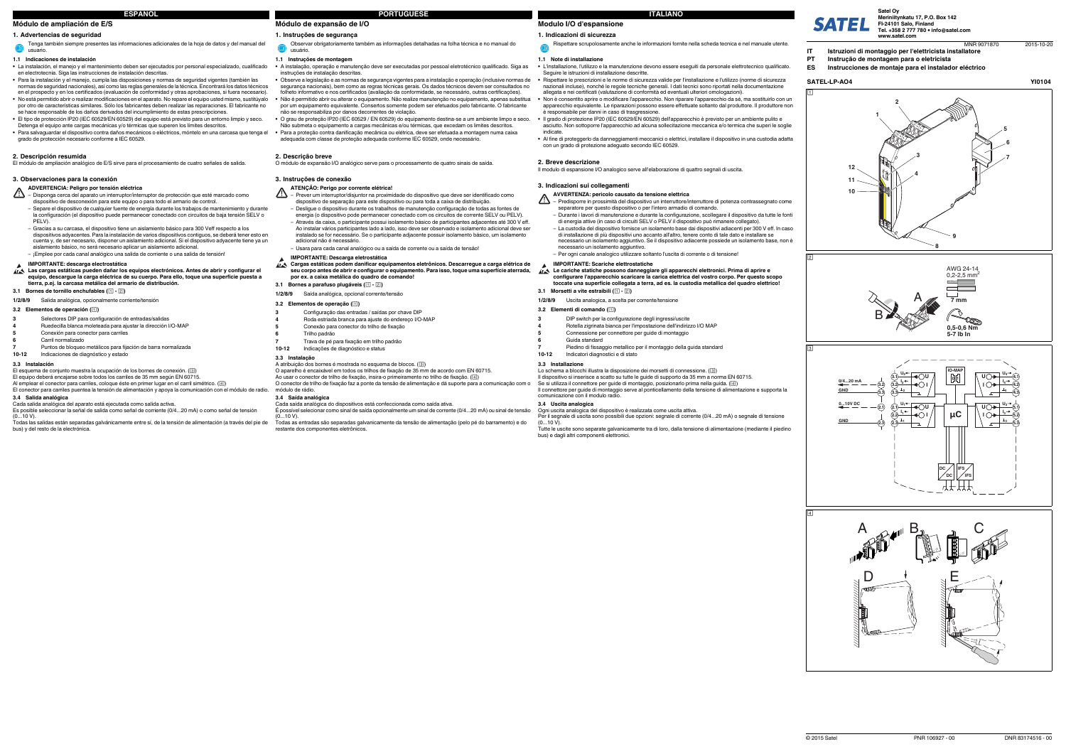Satel Oy
Meriniitynkatu 17, P.O. Box 142
FI-24101 Salo, Finland
Tel. +358 2 777 780 • info@satel.com
www.satel.com

MNR 9071870 2015-10-20

**IT** Istruzioni di montaggio per l'elettricista installatore
**PT** Instrução de montagem para o eletricista
**ES** Instrucciones de montaje para el instalador eléctrico

**SATEL-LP-AO4** **YI0104**

# ESPAÑOL

## Módulo de ampliación de E/S

### 1. Advertencias de seguridad

Tenga también siempre presentes las informaciones adicionales de la hoja de datos y del manual del usuario.

#### 1.1 Indicaciones de instalación

- La instalación, el manejo y el mantenimiento deben ser ejecutados por personal especializado, cualificado en electrotecnia. Siga las instrucciones de instalación descritas.
- Para la instalación y el manejo, cumpla las disposiciones y normas de seguridad vigentes (también las normas de seguridad nacionales), así como las reglas generales de la técnica. Encontrará los datos técnicos en el prospecto y en los certificados (evaluación de conformidad y otras aprobaciones, si fuera necesario).
- No está permitido abrir o realizar modificaciones en el aparato. No repare el equipo usted mismo, sustitúyalo por otro de características similares. Sólo los fabricantes deben realizar las reparaciones. El fabricante no se hace responsable de los daños derivados del incumplimiento de estas prescripciones.
- El tipo de protección IP20 (IEC 60529/EN 60529) del equipo está previsto para un entorno limpio y seco. Detenga el equipo ante cargas mecánicas y/o térmicas que superen los límites descritos.
- Para salvaguardar el dispositivo contra daños mecánicos o eléctricos, móntelo en una carcasa que tenga el grado de protección necesario conforme a IEC 60529.

### 2. Descripción resumida

El módulo de ampliación analógico de E/S sirve para el procesamiento de cuatro señales de salida.

### 3. Observaciones para la conexión

**ADVERTENCIA: Peligro por tensión eléctrica**

- Disponga cerca del aparato un interruptor/interruptor de protección que esté marcado como dispositivo de desconexión para este equipo o para todo el armario de control.
- Separe el dispositivo de cualquier fuente de energía durante los trabajos de mantenimiento y durante la configuración (el dispositivo puede permanecer conectado con circuitos de baja tensión SELV o PELV).
- Gracias a su carcasa, el dispositivo tiene un aislamiento básico para 300 Veff respecto a los dispositivos adyacentes. Para la instalación de varios dispositivos contiguos, se deberá tener esto en cuenta y, de ser necesario, disponer un aislamiento adicional. Si el dispositivo adyacente tiene ya un aislamiento básico, no será necesario aplicar un aislamiento adicional.
- ¡Emplee por cada canal analógico una salida de corriente o una salida de tensión!

**IMPORTANTE: descarga electrostática**

**Las cargas estáticas pueden dañar los equipos electrónicos. Antes de abrir y configurar el equipo, descargue la carga eléctrica de su cuerpo. Para ello, toque una superficie puesta a tierra, p.ej. la carcasa metálica del armario de distribución.**

#### 3.1 Bornes de tornillo enchufables (1 - 2)

**1/2/8/9** Salida analógica, opcionalmente corriente/tensión

#### 3.2 Elementos de operación (1)

- **3** Selectores DIP para configuración de entradas/salidas
- **4** Ruedecilla blanca moleteada para ajustar la dirección I/O-MAP
- **5** Conexión para conector para carriles
- **6** Carril normalizado
- **7** Puntos de bloqueo metálicos para fijación de barra normalizada
- **10-12** Indicaciones de diagnóstico y estado

#### 3.3 Instalación

El esquema de conjunto muestra la ocupación de los bornes de conexión. (3)
El equipo deberá encajarse sobre todos los carriles de 35 mm según EN 60715.
Al emplear el conector para carriles, coloque éste en primer lugar en el carril simétrico. (4)
El conector para carriles puentea la tensión de alimentación y apoya la comunicación con el módulo de radio.

#### 3.4 Salida analógica

Cada salida analógica del aparato está ejecutada como salida activa.
Es posible seleccionar la señal de salida como señal de corriente (0/4...20 mA) o como señal de tensión (0...10 V).
Todas las salidas están separadas galvánicamente entre sí, de la tensión de alimentación (a través del pie de bus) y del resto de la electrónica.

# PORTUGUESE

## Módulo de expansão de I/O

### 1. Instruções de segurança

Observar obrigatoriamente também as informações detalhadas na folha técnica e no manual do usuário.

#### 1.1 Instruções de montagem

- A instalação, operação e manutenção deve ser executadas por pessoal eletrotécnico qualificado. Siga as instruções de instalação descritas.
- Observe a legislação e as normas de segurança vigentes para a instalação e operação (inclusive normas de segurança nacionais), bem como as regras técnicas gerais. Os dados técnicos devem ser consultados no folheto informativo e nos certificados (avaliação da conformidade, se necessário, outras certificações).
- Não é permitido abrir ou alterar o equipamento. Não realize manutenção no equipamento, apenas substitua por um equipamento equivalente. Consertos somente podem ser efetuados pelo fabricante. O fabricante não se responsabiliza por danos decorrentes de violação.
- O grau de proteção IP20 (IEC 60529 / EN 60529) do equipamento destina-se a um ambiente limpo e seco. Não submeta o equipamento a cargas mecânicas e/ou térmicas, que excedam os limites descritos.
- Para a proteção contra danificação mecânica ou elétrica, deve ser efetuada a montagem numa caixa adequada com classe de proteção adequada conforme IEC 60529, onde necessário.

### 2. Descrição breve

O módulo de expansão I/O analógico serve para o processamento de quatro sinais de saída.

### 3. Instruções de conexão

**ATENÇÃO: Perigo por corrente elétrica!**

- Prever um interruptor/disjuntor na proximidade do dispositivo que deve ser identificado como dispositivo de separação para este dispositivo ou para toda a caixa de distribuição.
- Desligue o dispositivo durante os trabalhos de manutenção configuração de todas as fontes de energia (o dispositivo pode permanecer conectado com os circuitos de corrente SELV ou PELV).
- Através da caixa, o participante possui isolamento básico de participantes adjacentes até 300 V eff. Ao instalar vários participantes lado a lado, isso deve ser observado e isolamento adicional deve ser instalado se for necessário. Se o participante adjacente possuir isolamento básico, um isolamento adicional não é necessário.
- Usara para cada canal analógico ou a saída de corrente ou a saída de tensão!

**IMPORTANTE: Descarga eletrostática**

**Cargas estáticas podem danificar equipamentos eletrônicos. Descarregue a carga elétrica de seu corpo antes de abrir e configurar o equipamento. Para isso, toque uma superfície aterrada, por ex. a caixa metálica do quadro de comando!**

#### 3.1 Bornes a parafuso plugáveis (1 - 2)

**1/2/8/9** Saída analógica, opcional corrente/tensão

#### 3.2 Elementos de operação (1)

- **3** Configuração das entradas / saídas por chave DIP
- **4** Roda estriada branca para ajuste do endereço I/O-MAP
- **5** Conexão para conector do trilho de fixação
- **6** Trilho padrão
- **7** Trava de pé para fixação em trilho padrão
- **10-12** Indicações de diagnóstico e status

#### 3.3 Instalação

A atribuição dos bornes é mostrada no esquema de blocos. (3)
O aparelho é encaixável em todos os trilhos de fixação de 35 mm de acordo com EN 60715.
Ao usar o conector de trilho de fixação, insira-o primeiramente no trilho de fixação. (4)
O conector de trilho de fixação faz a ponte da tensão de alimentação e dá suporte para a comunicação com o módulo de rádio.

#### 3.4 Saída analógica

Cada saída analógica do dispositivos está confeccionada como saída ativa.
É possível selecionar como sinal de saída opcionalmente um sinal de corrente (0/4...20 mA) ou sinal de tensão (0...10 V).
Todas as entradas são separadas galvanicamente da tensão de alimentação (pelo pé do barramento) e do restante dos componentes eletrônicos.

# ITALIANO

## Modulo I/O d'espansione

### 1. Indicazioni di sicurezza

Rispettare scrupolosamente anche le informazioni fornite nella scheda tecnica e nel manuale utente.

#### 1.1 Note di installazione

- L'installazione, l'utilizzo e la manutenzione devono essere eseguiti da personale elettrotecnico qualificato. Seguire le istruzioni di installazione descritte.
- Rispettare le prescrizioni e le norme di sicurezza valide per l'installazione e l'utilizzo (norme di sicurezza nazionali incluse), nonché le regole tecniche generali. I dati tecnici sono riportati nella documentazione allegata e nei certificati (valutazione di conformità ed eventuali ulteriori omologazioni).
- Non è consentito aprire o modificare l'apparecchio. Non riparare l'apparecchio da sé, ma sostituirlo con un apparecchio equivalente. Le riparazioni possono essere effettuate soltanto dal produttore. Il produttore non è responsabile per danni in caso di trasgressione.
- Il grado di protezione IP20 (IEC 60529/EN 60529) dell'apparecchio è previsto per un ambiente pulito e asciutto. Non sottoporre l'apparecchio ad alcuna sollecitazione meccanica e/o termica che superi le soglie indicate.
- Al fine di proteggerlo da danneggiamenti meccanici o elettrici, installare il dispositivo in una custodia adatta con un grado di protezione adeguato secondo IEC 60529.

### 2. Breve descrizione

Il modulo di espansione I/O analogico serve all'elaborazione di quattro segnali di uscita.

### 3. Indicazioni sui collegamenti

**AVVERTENZA: pericolo causato da tensione elettrica**

- Predisporre in prossimità del dispositivo un interruttore/interruttore di potenza contrassegnato come separatore per questo dispositivo o per l'intero armadio di comando.
- Durante i lavori di manutenzione e durante la configurazione, scollegare il dispositivo da tutte le fonti di energia attive (in caso di circuiti SELV o PELV il dispositivo può rimanere collegato).
- La custodia del dispositivo fornisce un isolamento base dai dispositivi adiacenti per 300 V eff. In caso di installazione di più dispositivi uno accanto all'altro, tenere conto di tale dato e installare se necessario un isolamento aggiuntivo. Se il dispositivo adiacente possiede un isolamento base, non è necessario un isolamento aggiuntivo.
- Per ogni canale analogico utilizzare soltanto l'uscita di corrente o di tensione!

**IMPORTANTE: Scariche elettrostatiche**

**Le cariche statiche possono danneggiare gli apparecchi elettronici. Prima di aprire e configurare l'apparecchio scaricare la carica elettrica del vostro corpo. Per questo scopo toccate una superficie collegata a terra, ad es. la custodia metallica del quadro elettrico!**

#### 3.1 Morsetti a vite estraibili (1 - 2)

**1/2/8/9** Uscita analogica, a scelta per corrente/tensione

#### 3.2 Elementi di comando (1)

- **3** DIP switch per la configurazione degli ingressi/uscite
- **4** Rotella zigrinata bianca per l'impostazione dell'indirizzo I/O MAP
- **5** Connessione per connettore per guide di montaggio
- **6** Guida standard
- **7** Piedino di fissaggio metallico per il montaggio della guida standard
- **10-12** Indicatori diagnostici e di stato

#### 3.3 Installazione

Lo schema a blocchi illustra la disposizione dei morsetti di connessione. (3)
Il dispositivo si inserisce a scatto su tutte le guide di supporto da 35 mm a norma EN 60715.
Se si utilizza il connettore per guide di montaggio, posizionarlo prima nella guida. (4)
Il connettore per guide di montaggio serve al ponticellamento della tensione di alimentazione e supporta la comunicazione con il modulo radio.

#### 3.4 Uscita analogica

Ogni uscita analogica del dispositivo è realizzata come uscita attiva.
Per il segnale di uscita sono possibili due opzioni: segnale di corrente (0/4...20 mA) o segnale di tensione (0...10 V).
Tutte le uscite sono separate galvanicamente tra di loro, dalla tensione di alimentazione (mediante il piedino bus) e dagli altri componenti elettronici.

AWG 24-14
0.2-2.5 mm²
7 mm
0.5-0.6 Nm
5-7 lb In

0/4...20 mA
GND
0...10V DC
GND
IO-MAP
µC
DC
DC
IFS

© 2015 Satel PNR 106927 - 00 DNR 83174516 - 00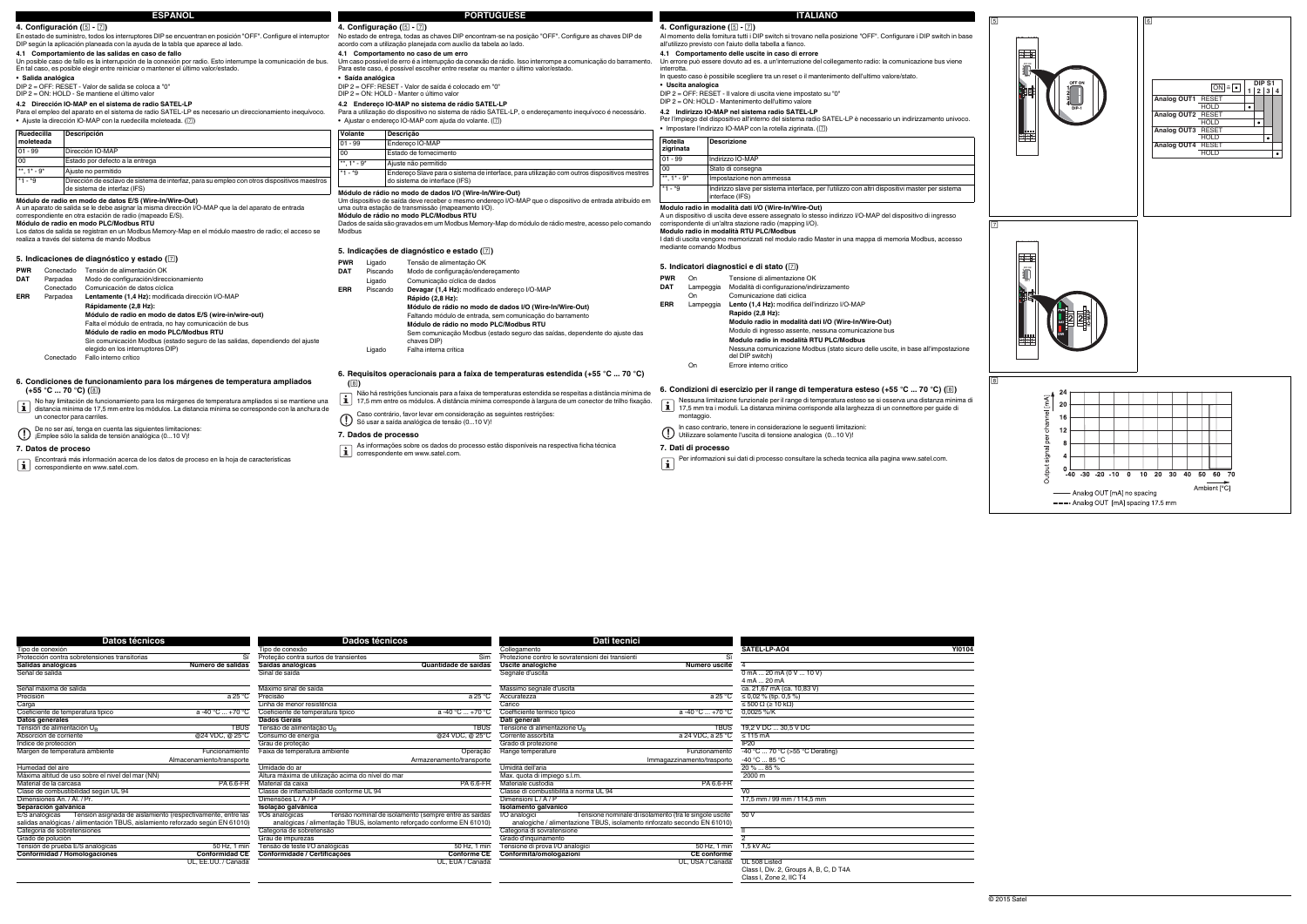## ESPAÑOL

### 4. Configuración (5 - 7)

En estado de suministro, todos los interruptores DIP se encuentran en posición "OFF". Configure el interruptor DIP según la aplicación planeada con la ayuda de la tabla que aparece al lado.

#### 4.1 Comportamiento de las salidas en caso de fallo

Un posible caso de fallo es la interrupción de la conexión por radio. Esto interrumpe la comunicación de bus. En tal caso, es posible elegir entre reiniciar o mantener el último valor/estado.

- **Salida analógica**

DIP 2 = OFF: RESET - Valor de salida se coloca a "0"
DIP 2 = ON: HOLD - Se mantiene el último valor

#### 4.2 Dirección IO-MAP en el sistema de radio SATEL-LP

Para el empleo del aparato en el sistema de radio SATEL-LP es necesario un direccionamiento inequívoco.

- Ajuste la dirección IO-MAP con la ruedecilla moleteada. (7)

| Ruedecilla moleteada | Descripción |
|---|---|
| 01 - 99 | Dirección IO-MAP |
| 00 | Estado por defecto a la entrega |
| **, 1* - 9* | Ajuste no permitido |
| *1 - *9 | Dirección de esclavo de sistema de interfaz, para su empleo con otros dispositivos maestros de sistema de interfaz (IFS) |

**Módulo de radio en modo de datos E/S (Wire-In/Wire-Out)**

A un aparato de salida se le debe asignar la misma dirección I/O-MAP que la del aparato de entrada correspondiente en otra estación de radio (mapeado E/S).

**Módulo de radio en modo PLC/Modbus RTU**

Los datos de salida se registran en un Modbus Memory-Map en el módulo maestro de radio; el acceso se realiza a través del sistema de mando Modbus

### 5. Indicaciones de diagnóstico y estado (7)

| | | |
|---|---|---|
| **PWR** | Conectado | Tensión de alimentación OK |
| **DAT** | Parpadea | Modo de configuración/direccionamiento |
| | Conectado | Comunicación de datos cíclica |
| **ERR** | Parpadea | **Lentamente (1,4 Hz):** modificada dirección I/O-MAP |
| | | **Rápidamente (2,8 Hz):** |
| | | **Módulo de radio en modo de datos E/S (wire-in/wire-out)** |
| | | Falta el módulo de entrada, no hay comunicación de bus |
| | | **Módulo de radio en modo PLC/Modbus RTU** |
| | | Sin comunicación Modbus (estado seguro de las salidas, dependiendo del ajuste elegido en los interruptores DIP) |
| | Conectado | Fallo interno crítico |

### 6. Condiciones de funcionamiento para los márgenes de temperatura ampliados (+55 °C ... 70 °C) (8)

No hay limitación de funcionamiento para los márgenes de temperatura ampliados si se mantiene una distancia mínima de 17,5 mm entre los módulos. La distancia mínima se corresponde con la anchura de un conector para carriles.

De no ser así, tenga en cuenta las siguientes limitaciones:
¡Emplee sólo la salida de tensión analógica (0...10 V)!

### 7. Datos de proceso

Encontrará más información acerca de los datos de proceso en la hoja de características correspondiente en www.satel.com.

## PORTUGUESE

### 4. Configuração (5 - 7)

No estado de entrega, todas as chaves DIP encontram-se na posição "OFF". Configure as chaves DIP de acordo com a utilização planejada com auxílio da tabela ao lado.

#### 4.1 Comportamento no caso de um erro

Um caso possível de erro é a interrupção da conexão de rádio. Isso interrompe a comunicação do barramento. Para este caso, é possível escolher entre resetar ou manter o último valor/estado.

- **Saída analógica**

DIP 2 = OFF: RESET - Valor de saída é colocado em "0"
DIP 2 = ON: HOLD - Manter o último valor

#### 4.2 Endereço IO-MAP no sistema de rádio SATEL-LP

Para a utilização do dispositivo no sistema de rádio SATEL-LP, o endereçamento inequívoco é necessário.

- Ajustar o endereço IO-MAP com ajuda do volante. (7)

| Volante | Descrição |
|---|---|
| 01 - 99 | Endereço IO-MAP |
| 00 | Estado de fornecimento |
| **, 1* - 9* | Ajuste não permitido |
| *1 - *9 | Endereço Slave para o sistema de interface, para utilização com outros dispositivos mestres do sistema de interface (IFS) |

**Módulo de rádio no modo de dados I/O (Wire-In/Wire-Out)**

Um dispositivo de saída deve receber o mesmo endereço I/O-MAP que o dispositivo de entrada atribuído em uma outra estação de transmissão (mapeamento I/O).

**Módulo de rádio no modo PLC/Modbus RTU**

Dados de saída são gravados em um Modbus Memory-Map do módulo de rádio mestre, acesso pelo comando Modbus

### 5. Indicações de diagnóstico e estado (7)

| | | |
|---|---|---|
| **PWR** | Ligado | Tensão de alimentação OK |
| **DAT** | Piscando | Modo de configuração/endereçamento |
| | Ligado | Comunicação cíclica de dados |
| **ERR** | Piscando | **Devagar (1,4 Hz):** modificado endereço I/O-MAP |
| | | **Rápido (2,8 Hz):** |
| | | **Módulo de rádio no modo de dados I/O (Wire-In/Wire-Out)** |
| | | Faltando módulo de entrada, sem comunicação do barramento |
| | | **Módulo de rádio no modo PLC/Modbus RTU** |
| | | Sem comunicação Modbus (estado seguro das saídas, dependente do ajuste das chaves DIP) |
| | Ligado | Falha interna crítica |

### 6. Requisitos operacionais para a faixa de temperaturas estendida (+55 °C ... 70 °C) (8)

Não há restrições funcionais para a faixa de temperaturas estendida se respeitas a distância mínima de 17,5 mm entre os módulos. A distância mínima corresponde à largura de um conector de trilho fixação.

Caso contrário, favor levar em consideração as seguintes restrições:
Só usar a saída analógica de tensão (0...10 V)!

### 7. Dados de processo

As informações sobre os dados do processo estão disponíveis na respectiva ficha técnica correspondente em www.satel.com.

## ITALIANO

### 4. Configurazione (5 - 7)

Al momento della fornitura tutti i DIP switch si trovano nella posizione "OFF". Configurare i DIP switch in base all'utilizzo previsto con l'aiuto della tabella a fianco.

#### 4.1 Comportamento delle uscite in caso di errore

Un errore può essere dovuto ad es. a un'interruzione del collegamento radio: la comunicazione bus viene interrotta.

In questo caso è possibile scegliere tra un reset o il mantenimento dell'ultimo valore/stato.

- **Uscita analogica**

DIP 2 = OFF: RESET - Il valore di uscita viene impostato su "0"
DIP 2 = ON: HOLD - Mantenimento dell'ultimo valore

#### 4.2 Indirizzo IO-MAP nel sistema radio SATEL-LP

Per l'impiego del dispositivo all'interno del sistema radio SATEL-LP è necessario un indirizzamento univoco.

- Impostare l'indirizzo IO-MAP con la rotella zigrinata. (7)

| Rotella zigrinata | Descrizione |
|---|---|
| 01 - 99 | Indirizzo IO-MAP |
| 00 | Stato di consegna |
| **, 1* - 9* | Impostazione non ammessa |
| *1 - *9 | Indirizzo slave per sistema interface, per l'utilizzo con altri dispositivi master per sistema interface (IFS) |

**Modulo radio in modalità dati I/O (Wire-In/Wire-Out)**

A un dispositivo di uscita deve essere assegnato lo stesso indirizzo I/O-MAP del dispositivo di ingresso corrispondente di un'altra stazione radio (mapping I/O).

**Modulo radio in modalità RTU PLC/Modbus**

I dati di uscita vengono memorizzati nel modulo radio Master in una mappa di memoria Modbus, accesso mediante comando Modbus

### 5. Indicatori diagnostici e di stato (7)

| | | |
|---|---|---|
| **PWR** | On | Tensione di alimentazione OK |
| **DAT** | Lampeggia | Modalità di configurazione/indirizzamento |
| | On | Comunicazione dati ciclica |
| **ERR** | Lampeggia | **Lento (1,4 Hz):** modifica dell'indirizzo I/O-MAP |
| | | **Rapido (2,8 Hz):** |
| | | **Modulo radio in modalità dati I/O (Wire-In/Wire-Out)** |
| | | Modulo di ingresso assente, nessuna comunicazione bus |
| | | **Modulo radio in modalità RTU PLC/Modbus** |
| | | Nessuna comunicazione Modbus (stato sicuro delle uscite, in base all'impostazione del DIP switch) |
| | On | Errore interno critico |

### 6. Condizioni di esercizio per il range di temperatura esteso (+55 °C ... 70 °C) (8)

Nessuna limitazione funzionale per il range di temperatura esteso se si osserva una distanza minima di 17,5 mm tra i moduli. La distanza minima corrisponde alla larghezza di un connettore per guide di montaggio.

In caso contrario, tenere in considerazione le seguenti limitazioni:
Utilizzare solamente l'uscita di tensione analogica (0...10 V)!

### 7. Dati di processo

Per informazioni sui dati di processo consultare la scheda tecnica alla pagina www.satel.com.

## 5

## 6

| | | DIP S1 | | | |
|---|---|---|---|---|---|
| | ON = • | 1 | 2 | 3 | 4 |
| Analog OUT1 | RESET | | | | |
| | HOLD | • | | | |
| Analog OUT2 | RESET | | | | |
| | HOLD | | • | | |
| Analog OUT3 | RESET | | | | |
| | HOLD | | | • | |
| Analog OUT4 | RESET | | | | |
| | HOLD | | | | • |

## 7

## 8

Output signal per channel [mA] (0–24); Ambient [°C] (-40 ... 70)

—— Analog OUT [mA] no spacing
- - - Analog OUT [mA] spacing 17.5 mm

## Datos técnicos / Dados técnicos / Dati tecnici

| Datos técnicos | | Dados técnicos | | Dati tecnici | | SATEL-LP-AO4 | YI0104 |
|---|---|---|---|---|---|---|---|
| Tipo de conexión | | Tipo de conexão | | Collegamento | | | |
| Protección contra sobretensiones transitorias | Sí | Proteção contra surtos de transientes | Sim | Protezione contro le sovratensioni dei transienti | Sì | | |
| **Salidas analógicas** | **Número de salidas** | **Saídas analógicas** | **Quantidade de saídas** | **Uscite analogiche** | **Numero uscite** | 4 | |
| Señal de salida | | Sinal de saída | | Segnale d'uscita | | 0 mA ... 20 mA (0 V ... 10 V) | |
| | | | | | | 4 mA ... 20 mA | |
| Señal máxima de salida | | Máximo sinal de saída | | Massimo segnale d'uscita | | ca. 21,67 mA (ca. 10,83 V) | |
| Precisión | a 25 °C | Precisão | a 25 °C | Accuratezza | a 25 °C | ≤ 0,02 % (tip. 0,5 %) | |
| Carga | | Linha de menor resistência | | Carico | | ≤ 500 Ω (≥ 10 kΩ) | |
| Coeficiente de temperatura típico | a -40 °C ... +70 °C | Coeficiente de temperatura típico | a -40 °C ... +70 °C | Coefficiente termico tipico | a -40 °C ... +70 °C | 0,0025 %/K | |
| **Datos generales** | | **Dados Gerais** | | **Dati generali** | | | |
| Tensión de alimentación $U_B$ | TBUS | Tensão de alimentação $U_B$ | TBUS | Tensione di alimentazione $U_B$ | TBUS | 19,2 V DC ... 30,5 V DC | |
| Absorción de corriente | @24 VDC, @ 25°C | Consumo de energia | @24 VDC, @ 25°C | Corrente assorbita | a 24 VDC, a 25 °C | ≤ 115 mA | |
| Índice de protección | | Grau de proteção | | Grado di protezione | | IP20 | |
| Margen de temperatura ambiente | Funcionamiento | Faixa de temperatura ambiente | Operação | Range temperature | Funzionamento | -40 °C ... 70 °C (>55 °C Derating) | |
| | Almacenamiento/transporte | | Armazenamento/transporte | | Immagazzinamento/trasporto | -40 °C ... 85 °C | |
| Humedad del aire | | Umidade do ar | | Umidità dell'aria | | 20 % ... 85 % | |
| Máxima altitud de uso sobre el nivel del mar (NN) | | Altura máxima de utilização acima do nível do mar | | Max. quota di impiego s.l.m. | | 2000 m | |
| Material de la carcasa | PA 6.6-FR | Material da caixa | PA 6.6-FR | Materiale custodia | PA 6.6-FR | | |
| Clase de combustibilidad según UL 94 | | Classe de inflamabilidade conforme UL 94 | | Classe di combustibilità a norma UL 94 | | V0 | |
| Dimensiones An. / Al. / Pr. | | Dimensões L / A / P | | Dimensioni L / A / P | | 17,5 mm / 99 mm / 114,5 mm | |
| **Separación galvánica** | | **Isolação galvânica** | | **Isolamento galvanico** | | | |
| E/S analógicas Tensión asignada de aislamiento (respectivamente, entre las salidas analógicas / alimentación TBUS, aislamiento reforzado según EN 61010) | | I/Os analógicas Tensão nominal de isolamento (sempre entre as saídas analógicas / alimentação TBUS, isolamento reforçado conforme EN 61010) | | I/O analogici Tensione nominale di isolamento (fra le singole uscite analogiche / alimentazione TBUS, isolamento rinforzato secondo EN 61010) | | 50 V | |
| Categoría de sobretensiones | | Categoria de sobretensão | | Categoria di sovratensione | | II | |
| Grado de polución | | Grau de impurezas | | Grado d'inquinamento | | 2 | |
| Tensión de prueba E/S analógicas | 50 Hz, 1 min | Tensão de teste I/O analógicas | 50 Hz, 1 min | Tensione di prova I/O analogici | 50 Hz, 1 min | 1,5 kV AC | |
| **Conformidad / Homologaciones** | **Conformidad CE** | **Conformidade / Certificações** | **Conforme CE** | **Conformità/omologazioni** | **CE conforme** | | |
| | UL, EE.UU. / Canadá | | UL, EUA / Canada | | UL, USA / Canada | UL 508 Listed | |
| | | | | | | Class I, Div. 2, Groups A, B, C, D T4A | |
| | | | | | | Class I, Zone 2, IIC T4 | |

© 2015 Satel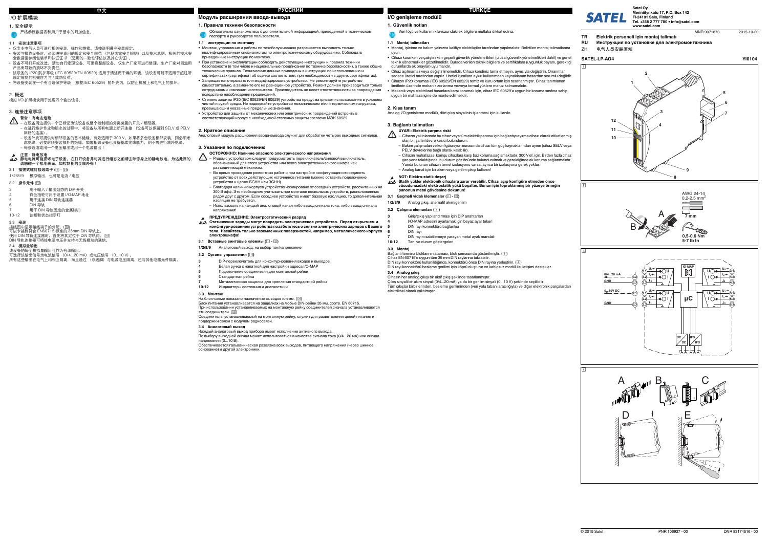中文

# I/O 扩展模块

## 1. 安全提示

严格参照数据表和用户手册中的附加信息。

### 1.1 安装注意事项

- 仅专业电气人员才可进行相关安装、操作和维修。请按说明遵守安装规定。
- 安装与操作设备时，必须遵守适用的规定和安全规范（包括国家安全规则）以及技术总则。相关的技术安全数据请参阅包装单和认证文件（适用的一致性评估以及其它认证）。
- 设备不可打开或改造。请勿自行修理设备，可更换整部设备。仅生产厂家可进行修理。生产厂家对因滥用产品而导致的损坏不负责任。
- 该设备的 IP20 防护等级 (IEC 60529/EN 60529) 适用于清洁而干燥的环境。该设备可能不适用于超过所规定限制的机械应力与 / 或热负荷。
- 将设备安装在一个有合适保护等级（根据 IEC 60529）的外壳内，以防止机械与电气上的损坏。

## 2. 概述

模拟 I/O 扩展模块用于处理四个输出信号。

## 3. 连接注意事项

**警告：有电击危险**

- 在设备附近提供一个已标记为该设备或整个控制柜的分离装置的开关 / 断路器。
- 在进行维护作业和组态的过程中，将设备从所有电源上断开连接（设备可以保留到 SELV 或 PELV 回路的连接）。
- 设备外壳可提供对相邻设备的基本绝缘，有效适用于 300 V。如果将多台设备相邻安装，则必须考虑绝缘，必要时须安装额外的绝缘。如果相邻设备也具备基本绝缘的话，则不需进行额外绝缘。
- 每条通道或用一个电压输出或用一个电源输出！

**注意：静电放电**
**静电电荷可能损坏电子设备。在打开设备并对其进行组态之前请去除您身上的静电放电。为达此目的，请触碰一个接地表面，如控制柜的金属外壳！**

### 3.1 插拔式螺钉接线端子 (1 - 2)

1/2/8/9 模拟输出，也可是电流 / 电压

### 3.2 操作元件 (1)

- 3 用于输入 / 输出组态的 DIP 开关
- 4 白色指轮可用于设置 I/O-MAP 地址
- 5 用于连接 DIN 导轨连接器
- 6 DIN 导轨
- 7 用于 DIN 导轨固定的金属脚扣
- 10-12 诊断和状态指示灯

### 3.3 安装

接线图中显示接线端子的分配。(3)
可以卡接到符合 EN60715 标准的 35mm DIN 导轨上。
使用 DIN 导轨连接器时，首先将其定位于 DIN 导轨内。(4)
DIN 导轨连接器可桥接电源电压并支持与无线模块的通信。

### 3.4 模拟量输出

该设备的每个模拟量输出可作为有源输出。
可选择该输出信号为电流信号 (0/4...20 mA) 或电压信号 (0...10 V)。
所有这些输出在电气上均相互隔离，而且通过 (总线脚) 与电源电压隔离、还与其他电器元件隔离。

РУССКИЙ

# Модуль расширения ввода-вывода

## 1. Правила техники безопасности

Обязательно ознакомьтесь с дополнительной информацией, приведенной в техническом паспорте и руководстве пользователя.

### 1.1 инструкции по монтажу

- Монтаж, управление и работы по техобслуживанию разрешается выполнять только квалифицированным специалистам по электротехническому оборудованию. Соблюдать приведенные инструкции по монтажу.
- При установке и эксплуатации соблюдать действующие инструкции и правила техники безопасности (в том числе и национальные предписания по технике безопасности), а также общие технические правила. Технические данные приведены в инструкции по использованию и сертификатах (сертификат об оценке соответствия, при необходимости в других сертификатах).
- Запрещается открывать или модифицировать устройство. Не ремонтируйте устройство самостоятельно, а замените его на равноценное устройство. Ремонт должен производиться только сотрудниками компании-изготовителя. Производитель не несет ответственности за повреждения вследствие несоблюдения предписаний.
- Степень защиты IP20 (IEC 60529/EN 60529) устройства предусматривает использование в условиях чистой и сухой среды. Не подвергайте устройство механическим и/или термическим нагрузкам, превышающим указанные предельные значения.
- Устройство для защиты от механических или электрических повреждений встроить в соответствующий корпус с необходимой степенью защиты согласно МЭК 60529.

## 2. Краткое описание

Аналоговый модуль расширения ввода-вывода служит для обработки четырех выходных сигналов.

## 3. Указания по подключению

**ОСТОРОЖНО: Наличие опасного электрического напряжения**

- Рядом с устройством следует предусмотреть переключатель/силовой выключатель, обозначенный для этого устройства или всего электротехнического шкафа как разъединяющий механизм.
- Во время проведения ремонтных работ и при настройке конфигурации отсоединять устройство от всех действующих источников питания (можно оставить подключение устройства к цепям БСНН или ЗСНН).
- Благодаря наличию корпуса устройство изолировано от соседних устройств, рассчитанных на 300 В эфф. Это необходимо учитывать при монтаже нескольких устройств, расположенных рядом друг с другом. Если соседнее устройство имеет базовую изоляцию, то дополнительная изоляция не требуется.
- Использовать на каждый аналоговый канал либо выход сигнала тока, либо выход сигнала напряжения!

**ПРЕДУПРЕЖДЕНИЕ: Электростатический разряд**
**Статические заряды могут повредить электрическое устройство. Перед открытием и конфигурированием устройства позаботьтесь о снятии электрических зарядов с Вашего тела. Касайтесь только заземленных поверхностей, например, металлического корпуса электрошкафа!**

### 3.1 Вставные винтовые клеммы (1 - 2)

1/2/8/9 Аналоговый выход, на выбор ток/напряжение

### 3.2 Органы управления (1)

- 3 DIP-переключатель для конфигурирования входов и выходов
- 4 Белая ручка с накаткой для настройки адреса I/O-MAP
- 5 Подключение соединителя для монтажной рейки
- 6 Стандартная рейка
- 7 Металлическая защелка для крепления стандартной рейки
- 10-12 Индикаторы состояния и диагностики

### 3.3 Монтаж

На блок-схеме показано назначение выводов клемм. (3)
Блок питания устанавливается на защелках на любые DIN-рейки 35 мм, соотв. EN 60715.
При использовании устанавливаемых на монтажную рейку соединителей сначала устанавливаются эти соединители. (4)
Соединитель, устанавливаемый на монтажную рейку, служит для разветвления цепей питания и поддержки связи с модулем радиосвязи.

### 3.4 Аналоговый выход

Каждый аналоговый выход прибора имеет исполнение активного выхода.
По выбору выходной сигнал может использоваться в качестве сигнала тока (0/4...20 мА) или сигнал напряжения (0...10 В).
Обеспечивается гальваническая развязка всех выходов, питающего напряжения (через шинное основание) и другой электроники.

TÜRKÇE

# I/O genişleme modülü

## 1. Güvenlik notları

Veri föyü ve kullanım kılavuzundaki ek bilgilere mutlaka dikkat ediniz.

### 1.1 Montaj talimatları

- Montaj, işletme ve bakım yalnızca kalifiye elektrikçiler tarafından yapılmalıdır. Belirtilen montaj talimatlarına uyun.
- Cihazı kurarken ve çalıştırırken geçerli güvenlik yönetmelikleri (ulusal güvenlik yönetmelikleri dahil) ve genel teknik yönetmelikler gözetilmelidir. Burada verilen teknik bilgilere ve sertifikalara (uygunluk beyanı, gerektiği durumlarda ek onaylar) uyulmalıdır.
- Cihaz açılmamalı veya değiştirilmemelidir. Cihazı kendiniz tamir etmeyin, aynısıyla değiştirin. Onarımlar sadece üretici tarafından yapılır. Üretici kurallara aykırı kullanımdan kaynaklanan hasardan sorumlu değildir.
- Cihazın IP20 koruması (IEC 60529/EN 60529) temiz ve kuru ortam için tasarlanmıştır. Cihaz tanımlanan limitlerin üzerinde mekanik zorlanma ve/veya termal yüklere maruz kalmamalıdır.
- Mekanik veya elektriksel hasarlara karşı korumak için, cihaz IEC 60529'a uygun bir koruma sınıfına sahip, uygun bir mahfaza içine de monte edilmelidir.

## 2. Kısa tanım

Analog I/O genişleme modülü, dört çıkış sinyalinin işlenmesi için kullanılır.

## 3. Bağlantı talimatları

**UYARI: Elektrik çarpma riski**

- Cihazın yakınlarında bu cihaz veya tüm elektrik panosu için bağlantıyı ayırma cihazı olarak etiketlenmiş olan bir şalter/devre kesici bulundurun.
- Bakım çalışmaları ve konfigürasyon esnasında cihazı tüm güç kaynaklarından ayırın (cihaz SELV veya PELV devrelerine bağlı olarak kalabilir).
- Cihazın muhafazası komşu cihazlara karşı baz koruma sağlamaktadır, 300 V ef. için. Birden fazla cihaz yan yana takıldığında, bu durum göz önünde bulundurulmalı ve gerektiğinde ek koruma sağlanmalıdır. Yanda bulunan cihazın temel izolasyonu varsa, ayrıca bir izolasyona gerek yoktur.
- Analog kanal için bir akım veya gerilim çıkışı kullanın!

**NOT: Elektro-statik deşarj**
**Statik yükler elektronik cihazlara zarar verebilir. Cihazı açıp konfigüre etmeden önce vücudunuzdaki elektrostatik yükü boşaltın. Bunun için topraklanmış bir yüzeye örneğin panonun metal gövdesine dokunun!**

### 3.1 Geçmeli vidalı klemensler (1 - 2)

1/2/8/9 Analog çıkış, alternatif akım/gerilim

### 3.2 Çalışma elemanları (1)

- 3 Giriş/çıkış yapılandırması için DIP anahtarları
- 4 I/O-MAP adresini ayarlamak için beyaz ayar tekeri
- 5 DIN rayı konnektörü bağlantısı
- 6 DIN rayı
- 7 DIN rayını sabitlemeye yarayan metal ayak mandalı
- 10-12 Tanı ve durum göstergeleri

### 3.3 Montaj

Bağlantı termina bloklarının ataması, blok şemasında gösterilmiştir. (3)
Cihaz EN 60715'e uygun tüm 35 mm DIN raylarına takılabilir.
DIN rayı konnektörü kullanıldığında, konnektörü önce DIN rayına yerleştirin. (4)
DIN rayı konnektörü besleme gerilimi için köprü oluşturur ve kablosuz modül ile iletişimi destekler.

### 3.4 Analog çıkış

Cihazın her analog çıkışı bir aktif çıkış şeklinde tasarlanmıştır.
Çıkış sinyali bir akım sinyali (0/4...20 mA) ya da bir gerilim sinyali (0...10 V) şeklinde seçilebilir.
Tüm çıkışlar birbirlerinden, besleme geriliminden (veri yolu tabanı aracılığıyla) ve diğer elektronik parçalardan elektriksel olarak yalıtılmıştır.

Satel Oy
Meriniitynkatu 17, P.O. Box 142
FI-24101 Salo, Finland
Tel. +358 2 777 780 • info@satel.com
www.satel.com

MNR 9071870 2015-10-20

**TR Elektrik personeli için montaj talimatı**
**RU Инструкция по установке для электромонтажника**
**ZH 电气人员安装须知**

**SATEL-LP-AO4** **YI0104**

© 2015 Satel PNR 106927 - 00 DNR 83174516 - 00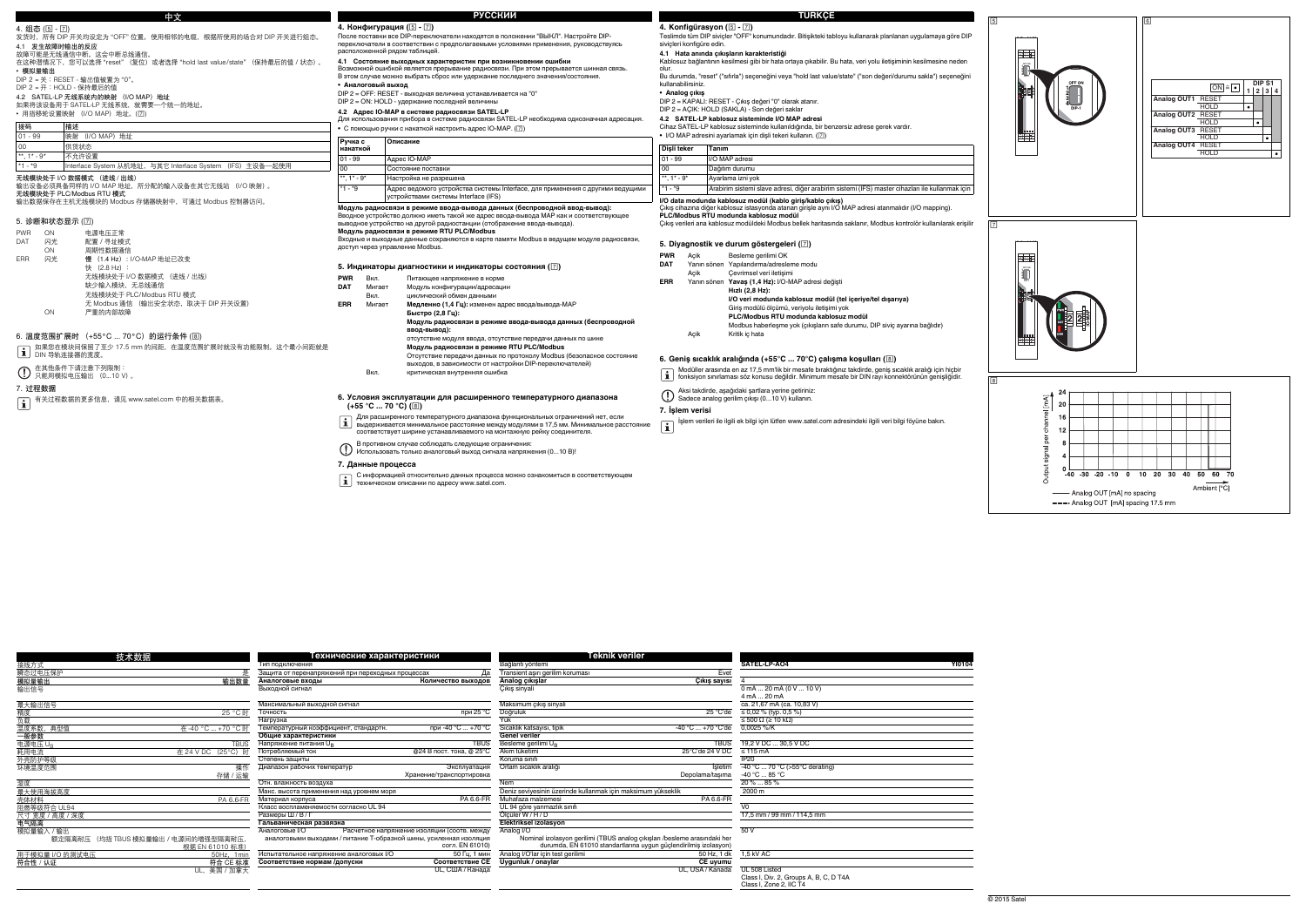## 中文

### 4. 组态 (5 - 7)

发货时，所有 DIP 开关均设定为 "OFF" 位置。使用附带的电缆，根据所使用的场合对 DIP 开关进行组态。

#### 4.1 发生故障时输出的反应

故障可能是无线通信中断。这会中断总线通信。

在这种潜情况下，您可以选择 "reset" （复位）或者选择 "hold last value/state" （保持最后的值 / 状态）。

- **模拟量输出**

DIP 2 = 关：RESET - 输出值被复为 "0"。

DIP 2 = 开：HOLD - 保持最后的值

#### 4.2 SATEL-LP 无线系统内的映射 （I/O MAP）地址

如果将该设备用于 SATEL-LP 无线系统，就需要一个统一的地址。

- 用指移轮设置映射 （I/O MAP）地址。(7)

| 拨码 | 描述 |
|---|---|
| 01 - 99 | 映射 （I/O MAP）地址 |
| 00 | 供货状态 |
| **, 1* - 9* | 不允许设置 |
| *1 - *9 | Interface System 从机地址，与其它 Interface System （IFS）主设备一起使用 |

**无线模块处于 I/O 数据模式 （进线 / 出线）**

输出设备必须具备同样的 I/O MAP 地址，所分配的输入设备在其它无线站 （I/O 映射）。

**无线模块处于 PLC/Modbus RTU 模式**

输出数据保存在主机无线模块的 Modbus 存储器映射中，可通过 Modbus 控制器访问。

### 5. 诊断和状态显示 (7)

| | | |
|---|---|---|
| PWR | ON | 电源电压正常 |
| DAT | 闪光 | 配置 / 寻址模式 |
| | ON | 周期性数据通信 |
| ERR | 闪光 | 慢 （1.4 Hz）：I/O-MAP 地址已改变 |
| | | 快 （2.8 Hz）： |
| | | 无线模块处于 I/O 数据模式 （进线 / 出线） |
| | | 缺少输入模块，无总线通信 |
| | | 无线模块处于 PLC/Modbus RTU 模式 |
| | | 无 Modbus 通信 （输出安全状态，取决于 DIP 开关设置） |
| | ON | 严重的内部故障 |

### 6. 温度范围扩展时 （+55°C ... 70°C）的运行条件 (8)

如果您在模块间保持了至少 17.5 mm 的间距，在温度范围扩展时就没有功能限制。这个最小间距就是 DIN 导轨连接器的宽度。

在其他条件下请注意下列限制：
只能用模拟电压输出 （0...10 V）。

### 7. 过程数据

有关过程数据的更多信息，请见 www.satel.com 中的相关数据表。

## РУССКИЙ

### 4. Конфигурация (5 - 7)

После поставки все DIP-переключатели находятся в положении "ВЫКЛ". Настройте DIP-переключатели в соответствии с предполагаемыми условиями применения, руководствуясь расположенной рядом таблицей.

#### 4.1 Состояние выходных характеристик при возникновении ошибки

Возможной ошибкой является прерывание радиосвязи. При этом прерывается шинная связь.
В этом случае можно выбрать сброс или удержание последнего значения/состояния.

- **Аналоговый выход**

DIP 2 = OFF: RESET - выходная величина устанавливается на "0"

DIP 2 = ON: HOLD - удержание последней величины

#### 4.2 Адрес IO-MAP в системе радиосвязи SATEL-LP

Для использования прибора в системе радиосвязи SATEL-LP необходима однозначная адресация.

- С помощью ручки с накаткой настроить адрес IO-MAP. (7)

| Ручка с накаткой | Описание |
|---|---|
| 01 - 99 | Адрес IO-MAP |
| 00 | Состояние поставки |
| **, 1* - 9* | Настройка не разрешена |
| *1 - *9 | Адрес ведомого устройства системы Interface, для применения с другими ведущими устройствами системы Interface (IFS) |

**Модуль радиосвязи в режиме ввода-вывода данных (беспроводной ввод-вывод):**

Вводное устройство должно иметь такой же адрес ввода-вывода MAP как и соответствующее выводное устройство на другой радиостанции (отображение ввода-вывода).

**Модуль радиосвязи в режиме RTU PLC/Modbus**

Входные и выходные данные сохраняются в карте памяти Modbus в ведущем модуле радиосвязи, доступ через управление Modbus.

### 5. Индикаторы диагностики и индикаторы состояния (7)

| | | |
|---|---|---|
| **PWR** | Вкл. | Питающее напряжение в норме |
| **DAT** | Мигает | Модуль конфигурации/адресации |
| | Вкл. | циклический обмен данными |
| **ERR** | Мигает | **Медленно (1,4 Гц):** изменен адрес ввода/вывода-MAP |
| | | **Быстро (2,8 Гц):** |
| | | **Модуль радиосвязи в режиме ввода-вывода данных (беспроводной ввод-вывод):** |
| | | отсутствие модуля ввода, отсутствие передачи данных по шине |
| | | **Модуль радиосвязи в режиме RTU PLC/Modbus** |
| | | Отсутствие передачи данных по протоколу Modbus (безопасное состояние выходов, в зависимости от настройки DIP-переключателей) |
| | Вкл. | критическая внутренняя ошибка |

### 6. Условия эксплуатации для расширенного температурного диапазона (+55 °C ... 70 °C) (8)

Для расширенного температурного диапазона функциональных ограничений нет, если выдерживается минимальное расстояние между модулями в 17,5 мм. Минимальное расстояние соответствует ширине устанавливаемого на монтажную рейку соединителя.

В противном случае соблюдать следующие ограничения:
Использовать только аналоговый выход сигнала напряжения (0...10 В)!

### 7. Данные процесса

С информацией относительно данных процесса можно ознакомиться в соответствующем техническом описании по адресу www.satel.com.

## TURKÇE

### 4. Konfigürasyon (5 - 7)

Teslimde tüm DIP sivicler "OFF" konumundadır. Bitişikteki tabloyu kullanarak planlanan uygulamaya göre DIP siviçleri konfigüre edin.

#### 4.1 Hata anında çıkışların karakteristiği

Kablosuz bağlantının kesilmesi gibi bir hata ortaya çıkabilir. Bu hata, veri yolu iletişiminin kesilmesine neden olur.

Bu durumda, "reset" ("sıfırla") seçeneğini veya "hold last value/state" ("son değeri/durumu sakla") seçeneğini kullanabilirsiniz.

- **Analog çıkış**

DIP 2 = KAPALI: RESET - Çıkış değeri "0" olarak atanır.

DIP 2 = AÇIK: HOLD (SAKLA) - Son değeri saklar

#### 4.2 SATEL-LP kablosuz sisteminde I/O MAP adresi

Cihaz SATEL-LP kablosuz sisteminde kullanıldığında, bir benzersiz adrese gerek vardır.

- I/O MAP adresini ayarlamak için dişli tekeri kullanın. (7)

| Dişli teker | Tanım |
|---|---|
| 01 - 99 | I/O MAP adresi |
| 00 | Dağıtım durumu |
| **, 1* - 9* | Ayarlama izni yok |
| *1 - *9 | Arabirim sistemi slave adresi, diğer arabirim sistemi (IFS) master cihazları ile kullanmak için |

**I/O data modunda kablosuz modül (kablo giriş/kablo çıkış)**

Çıkış cihazına diğer kablosuz istasyonda atanan girişle aynı I/O MAP adresi atanmalıdır (I/O mapping).

**PLC/Modbus RTU modunda kablosuz modül**

Çıkış verileri ana kablosuz modüldeki Modbus bellek haritasında saklanır, Modbus kontrolör kullanılarak erişilir

### 5. Diyagnostik ve durum göstergeleri (7)

| | | |
|---|---|---|
| **PWR** | Açık | Besleme gerilimi OK |
| **DAT** | Yanıp sönen | Yapılandırma/adresleme modu |
| | Açık | Çevrimsel veri iletişimi |
| **ERR** | Yanıp sönen | **Yavaş (1,4 Hz):** I/O-MAP adresi değişti |
| | | **Hızlı (2,8 Hz):** |
| | | **I/O veri modunda kablosuz modül (tel içeriye/tel dışarıya)** |
| | | Giriş modülü ölçümü, veriyolu iletişimi yok |
| | | **PLC/Modbus RTU modunda kablosuz modül** |
| | | Modbus haberleşme yok (çıkışların safe durumu, DIP siviç ayarına bağlıdır) |
| | Açık | Kritik iç hata |

### 6. Geniş sıcaklık aralığında (+55°C ... 70°C) çalışma koşulları (8)

Modüller arasında en az 17,5 mm'lik bir mesafe bıraktığınız takdirde, geniş sıcaklık aralığı için hiçbir fonksiyon sınırlaması söz konusu değildir. Minimum mesafe bir DIN rayı konnektörünün genişliğidir.

Aksi takdirde, aşağıdaki şartlara yerine getiriniz:
Sadece analog gerilim çıkışı (0...10 V) kullanın.

### 7. İşlem verisi

İşlem verileri ile ilgili ek bilgi için lütfen www.satel.com adresindeki ilgili veri bilgi föyüne bakın.

---

5

OFF ON
DIP-1

6

| ON = ● | DIP S1 1 | 2 | 3 | 4 |
|---|---|---|---|---|
| Analog OUT1 RESET | | | | |
| HOLD | ● | | | |
| Analog OUT2 RESET | | | | |
| HOLD | | ● | | |
| Analog OUT3 RESET | | | | |
| HOLD | | | ● | |
| Analog OUT4 RESET | | | | |
| HOLD | | | | ● |

7

8

Output signal per channel [mA]
24
20
16
12
8
4
0
-40 -30 -20 -10 0 10 20 30 40 50 60 70
Ambient [°C]
—— Analog OUT [mA] no spacing
- - - Analog OUT [mA] spacing 17.5 mm

---

## 技术数据 / Технические характеристики / Teknik veriler

| 技术数据 | Технические характеристики | Teknik veriler | SATEL-LP-AO4 YI0104 |
|---|---|---|---|
| 接线方式 | Тип подключения | Bağlantı yöntemi | |
| 瞬态过电压保护 | Защита от перенапряжений при переходных процессах | Transient aşırı gerilim koruması | 是 / Да / Evet |
| **模拟量输出** / 输出数量 | **Аналоговые входы** / Количество выходов | **Analog çıkışlar** / Çıkış sayısı | 4 |
| 输出信号 | Выходной сигнал | Çıkış sinyali | 0 mA ... 20 mA (0 V ... 10 V) / 4 mA ... 20 mA |
| 最大输出信号 | Максимальный выходной сигнал | Maksimum çıkış sinyali | ca. 21,67 mA (ca. 10,83 V) |
| 精度 (25 °C 时) | Точность (при 25 °C) | Doğruluk (25 °C'de) | ≤ 0,02 % (typ. 0,5 %) |
| 负载 | Нагрузка | Yük | ≤ 500 Ω (≥ 10 kΩ) |
| 温度系数，典型值 (在 -40 °C ... +70 °C 时) | Температурный коэффициент, стандартн. (при -40 °C ... +70 °C) | Sıcaklık katsayısı, tipik (-40 °C ... +70 °C'de) | 0,0025 %/K |
| **一般参数** | **Общие характеристики** | **Genel veriler** | |
| 电源电压 $U_B$ (TBUS) | Напряжение питания $U_B$ (TBUS) | Besleme gerilimi $U_B$ (TBUS) | 19,2 V DC ... 30,5 V DC |
| 耗用电流 (在 24 V DC (25°C) 时) | Потребляемый ток (@24 В пост. тока, @ 25°C) | Akım tüketimi (25°C'de 24 V DC) | ≤ 115 mA |
| 外壳防护等级 | Степень защиты | Koruma sınıfı | IP20 |
| 环境温度范围 (操作 / 存储 / 运输) | Диапазон рабочих температур (Эксплуатация / Хранение/транспортировка) | Ortam sıcaklık aralığı (İşletim / Depolama/taşıma) | -40 °C ... 70 °C (>55°C derating) / -40 °C ... 85 °C |
| 湿度 | Отн. влажность воздуха | Nem | 20 % ... 85 % |
| 最大使用海拔高度 | Макс. высота применения над уровнем моря | Deniz seviyesinin üzerinde kullanmak için maksimum yükseklik | 2000 m |
| 壳体材料 | Материал корпуса | Muhafaza malzemesi | PA 6.6-FR |
| 阻燃等级符合 UL94 | Класс воспламеняемости согласно UL 94 | UL 94 göre yanmazlık sınıfı | V0 |
| 尺寸 宽度 / 高度 / 深度 | Размеры Ш / В / Г | Ölçüler W / H / D | 17,5 mm / 99 mm / 114,5 mm |
| **电气隔离** | **Гальваническая развязка** | **Elektriksel izolasyon** | |
| 模拟量输入 / 输出 (额定隔离耐压 （均按 TBUS 模拟量输出 / 电源间的增强型隔离耐压，根据 EN 61010 标准）) | Аналоговый I/O (Расчетное напряжение изоляции (соотв. между аналоговыми выходами / питание T-образной шины, усиленная изоляция согл. EN 61010)) | Analog I/O (Nominal izolasyon gerilimi (TBUS analog çıkışları /besleme arasındaki her durumda, EN 61010 standartlarına uygun güçlendirilmiş izolasyon)) | 50 V |
| 用于模拟量 I/O 的测试电压 (50Hz，1min) | Испытательное напряжение аналоговых I/O (50 Гц, 1 мин) | Analog I/O'lar için test gerilimi (50 Hz, 1 dk) | 1,5 kV AC |
| **符合性 / 认证** (符合 CE 标准; UL，美国 / 加拿大) | **Соответствие нормам /допуски** (Соответствие CE; UL, США / Канада) | **Uygunluk / onaylar** (CE uyumu; UL, USA / Kanada) | UL 508 Listed / Class I, Div. 2, Groups A, B, C, D T4A / Class I, Zone 2, IIC T4 |

© 2015 Satel